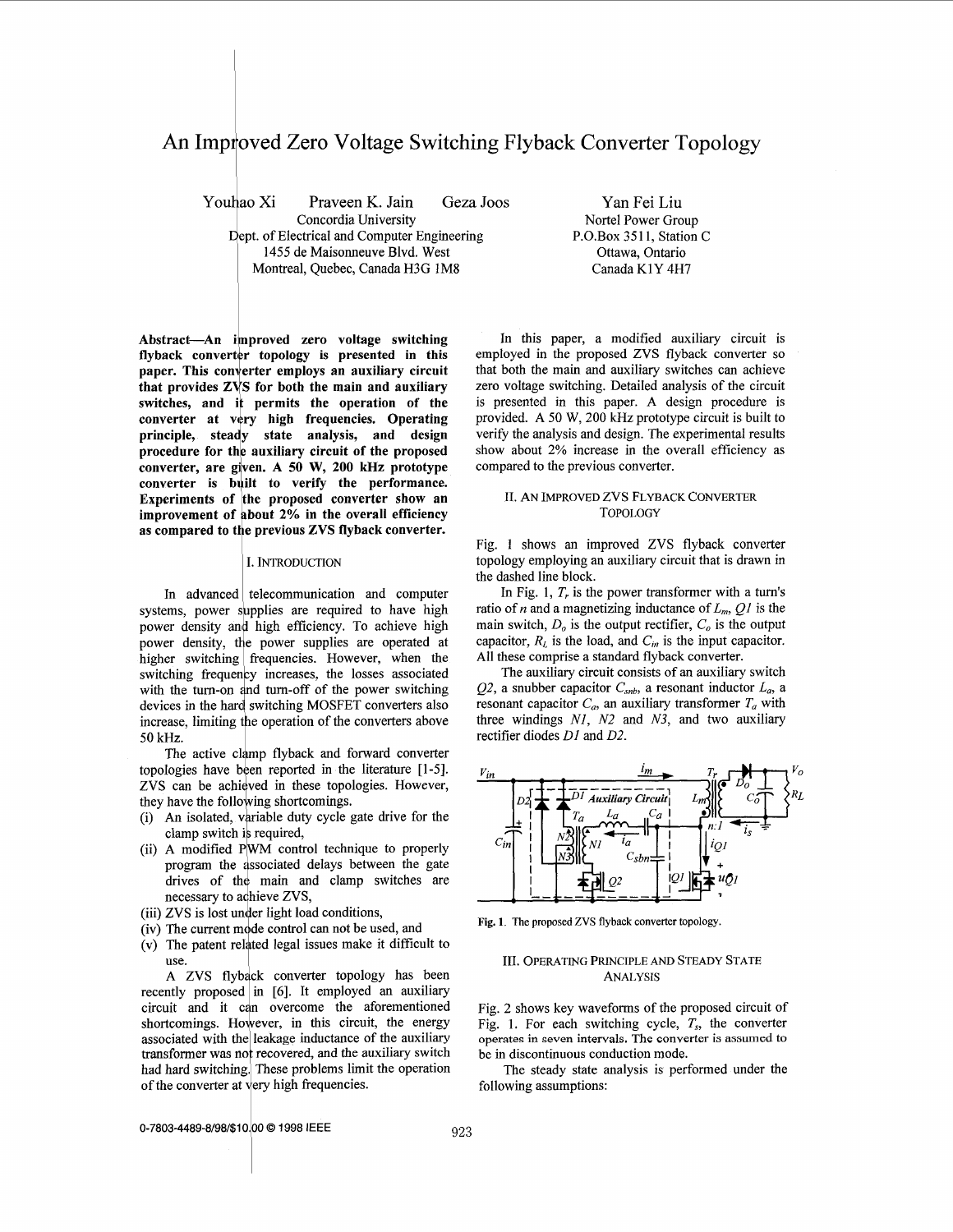# An Improved Zero Voltage Switching Flyback Converter Topology

Youhao Xi  Praveen K. Jain  Geza Joos
Concordia University
Dept. of Electrical and Computer Engineering
1455 de Maisonneuve Blvd. West
Montreal, Quebec, Canada H3G 1M8

Yan Fei Liu
Nortel Power Group
P.O.Box 3511, Station C
Ottawa, Ontario
Canada K1Y 4H7

**Abstract—An improved zero voltage switching flyback converter topology is presented in this paper. This converter employs an auxiliary circuit that provides ZVS for both the main and auxiliary switches, and it permits the operation of the converter at very high frequencies. Operating principle, steady state analysis, and design procedure for the auxiliary circuit of the proposed converter, are given. A 50 W, 200 kHz prototype converter is built to verify the performance. Experiments of the proposed converter show an improvement of about 2% in the overall efficiency as compared to the previous ZVS flyback converter.**

## I. Introduction

In advanced telecommunication and computer systems, power supplies are required to have high power density and high efficiency. To achieve high power density, the power supplies are operated at higher switching frequencies. However, when the switching frequency increases, the losses associated with the turn-on and turn-off of the power switching devices in the hard switching MOSFET converters also increase, limiting the operation of the converters above 50 kHz.

The active clamp flyback and forward converter topologies have been reported in the literature [1-5]. ZVS can be achieved in these topologies. However, they have the following shortcomings.

(i) An isolated, variable duty cycle gate drive for the clamp switch is required,
(ii) A modified PWM control technique to properly program the associated delays between the gate drives of the main and clamp switches are necessary to achieve ZVS,
(iii) ZVS is lost under light load conditions,
(iv) The current mode control can not be used, and
(v) The patent related legal issues make it difficult to use.

A ZVS flyback converter topology has been recently proposed in [6]. It employed an auxiliary circuit and it can overcome the aforementioned shortcomings. However, in this circuit, the energy associated with the leakage inductance of the auxiliary transformer was not recovered, and the auxiliary switch had hard switching. These problems limit the operation of the converter at very high frequencies.

In this paper, a modified auxiliary circuit is employed in the proposed ZVS flyback converter so that both the main and auxiliary switches can achieve zero voltage switching. Detailed analysis of the circuit is presented in this paper. A design procedure is provided. A 50 W, 200 kHz prototype circuit is built to verify the analysis and design. The experimental results show about 2% increase in the overall efficiency as compared to the previous converter.

## II. An Improved ZVS Flyback Converter Topology

Fig. 1 shows an improved ZVS flyback converter topology employing an auxiliary circuit that is drawn in the dashed line block.

In Fig. 1, $T_r$ is the power transformer with a turn's ratio of $n$ and a magnetizing inductance of $L_m$, $Q1$ is the main switch, $D_o$ is the output rectifier, $C_o$ is the output capacitor, $R_L$ is the load, and $C_{in}$ is the input capacitor. All these comprise a standard flyback converter.

The auxiliary circuit consists of an auxiliary switch $Q2$, a snubber capacitor $C_{snb}$, a resonant inductor $L_a$, a resonant capacitor $C_a$, an auxiliary transformer $T_a$ with three windings $N1$, $N2$ and $N3$, and two auxiliary rectifier diodes $D1$ and $D2$.

**Fig. 1.** The proposed ZVS flyback converter topology.

## III. Operating Principle and Steady State Analysis

Fig. 2 shows key waveforms of the proposed circuit of Fig. 1. For each switching cycle, $T_s$, the converter operates in seven intervals. The converter is assumed to be in discontinuous conduction mode.

The steady state analysis is performed under the following assumptions: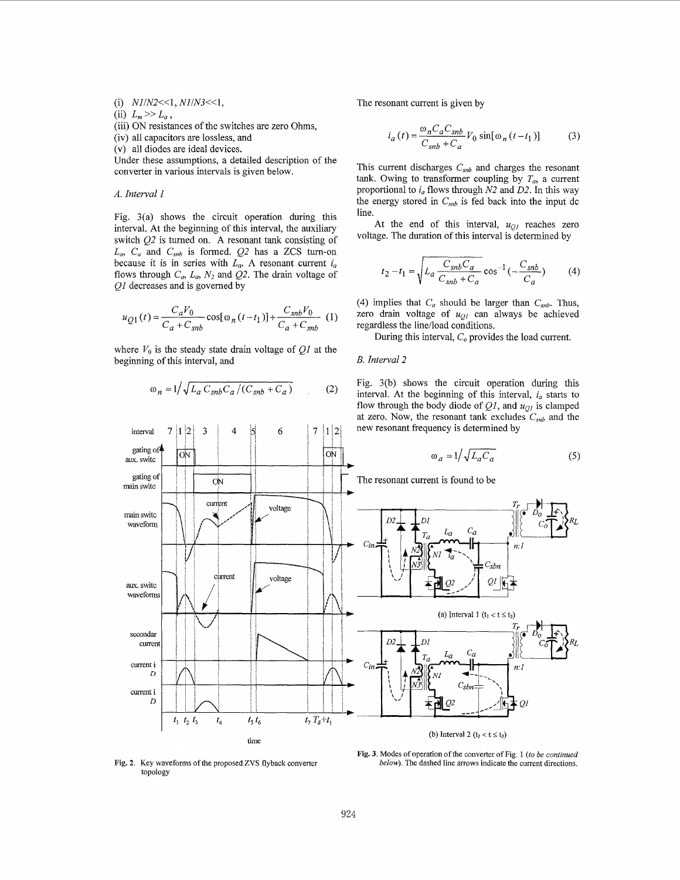(i) $N1/N2 << 1$, $N1/N3 << 1$,
(ii) $L_m >> L_a$,
(iii) ON resistances of the switches are zero Ohms,
(iv) all capacitors are lossless, and
(v) all diodes are ideal devices.

Under these assumptions, a detailed description of the converter in various intervals is given below.

### A. Interval 1

Fig. 3(a) shows the circuit operation during this interval. At the beginning of this interval, the auxiliary switch *Q2* is turned on. A resonant tank consisting of $L_a$, $C_a$ and $C_{snb}$ is formed. *Q2* has a ZCS turn-on because it is in series with $L_a$. A resonant current $i_a$ flows through $C_a$, $L_a$, $N_2$ and *Q2*. The drain voltage of *Q1* decreases and is governed by

$$u_{Q1}(t) = \frac{C_a V_0}{C_a + C_{snb}} \cos[\omega_n (t - t_1)] + \frac{C_{snb} V_0}{C_a + C_{snb}} \quad (1)$$

where $V_0$ is the steady state drain voltage of *Q1* at the beginning of this interval, and

$$\omega_n = 1 / \sqrt{L_a C_{snb} C_a / (C_{snb} + C_a)} \quad (2)$$

The resonant current is given by

$$i_a(t) = \frac{\omega_n C_a C_{snb}}{C_{snb} + C_a} V_0 \sin[\omega_n (t - t_1)] \quad (3)$$

This current discharges $C_{snb}$ and charges the resonant tank. Owing to transformer coupling by $T_a$, a current proportional to $i_a$ flows through *N2* and *D2*. In this way the energy stored in $C_{snb}$ is fed back into the input dc line.

At the end of this interval, $u_{Q1}$ reaches zero voltage. The duration of this interval is determined by

$$t_2 - t_1 = \sqrt{L_a \frac{C_{snb} C_a}{C_{snb} + C_a}} \cos^{-1}(-\frac{C_{snb}}{C_a}) \quad (4)$$

(4) implies that $C_a$ should be larger than $C_{snb}$. Thus, zero drain voltage of $u_{Q1}$ can always be achieved regardless the line/load conditions.

During this interval, $C_o$ provides the load current.

### B. Interval 2

Fig. 3(b) shows the circuit operation during this interval. At the beginning of this interval, $i_a$ starts to flow through the body diode of *Q1*, and $u_{Q1}$ is clamped at zero. Now, the resonant tank excludes $C_{snb}$ and the new resonant frequency is determined by

$$\omega_a = 1 / \sqrt{L_a C_a} \quad (5)$$

The resonant current is found to be

Fig. 2. Key waveforms of the proposed ZVS flyback converter topology

(a) Interval 1 ($t_1 < t \leq t_2$)

(b) Interval 2 ($t_2 < t \leq t_3$)

Fig. 3. Modes of operation of the converter of Fig. 1 (*to be continued below*). The dashed line arrows indicate the current directions.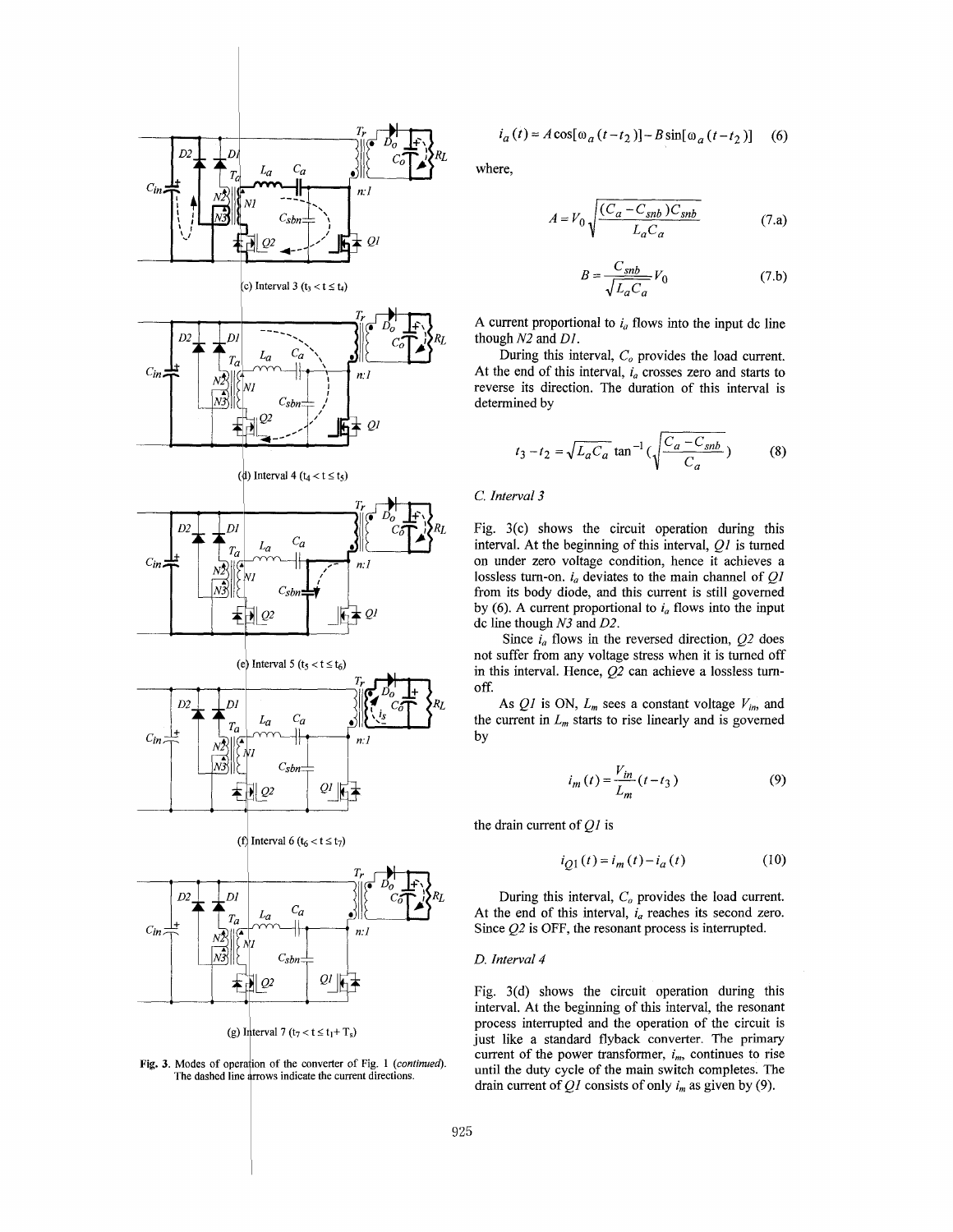(c) Interval 3 ($t_3 < t \le t_4$)

(d) Interval 4 ($t_4 < t \le t_5$)

(e) Interval 5 ($t_5 < t \le t_6$)

(f) Interval 6 ($t_6 < t \le t_7$)

(g) Interval 7 ($t_7 < t \le t_1 + T_s$)

**Fig. 3.** Modes of operation of the converter of Fig. 1 (*continued*). The dashed line arrows indicate the current directions.

$$i_a(t) = A\cos[\omega_a(t-t_2)] - B\sin[\omega_a(t-t_2)] \quad (6)$$

where,

$$A = V_0\sqrt{\frac{(C_a - C_{snb})C_{snb}}{L_a C_a}} \quad (7.a)$$

$$B = \frac{C_{snb}}{\sqrt{L_a C_a}}V_0 \quad (7.b)$$

A current proportional to $i_a$ flows into the input dc line though $N2$ and $D1$.

During this interval, $C_o$ provides the load current. At the end of this interval, $i_a$ crosses zero and starts to reverse its direction. The duration of this interval is determined by

$$t_3 - t_2 = \sqrt{L_a C_a}\tan^{-1}\left(\sqrt{\frac{C_a - C_{snb}}{C_a}}\right) \quad (8)$$

*C. Interval 3*

Fig. 3(c) shows the circuit operation during this interval. At the beginning of this interval, $Q1$ is turned on under zero voltage condition, hence it achieves a lossless turn-on. $i_a$ deviates to the main channel of $Q1$ from its body diode, and this current is still governed by (6). A current proportional to $i_a$ flows into the input dc line though $N3$ and $D2$.

Since $i_a$ flows in the reversed direction, $Q2$ does not suffer from any voltage stress when it is turned off in this interval. Hence, $Q2$ can achieve a lossless turn-off.

As $Q1$ is ON, $L_m$ sees a constant voltage $V_{in}$, and the current in $L_m$ starts to rise linearly and is governed by

$$i_m(t) = \frac{V_{in}}{L_m}(t - t_3) \quad (9)$$

the drain current of $Q1$ is

$$i_{Q1}(t) = i_m(t) - i_a(t) \quad (10)$$

During this interval, $C_o$ provides the load current. At the end of this interval, $i_a$ reaches its second zero. Since $Q2$ is OFF, the resonant process is interrupted.

*D. Interval 4*

Fig. 3(d) shows the circuit operation during this interval. At the beginning of this interval, the resonant process interrupted and the operation of the circuit is just like a standard flyback converter. The primary current of the power transformer, $i_m$, continues to rise until the duty cycle of the main switch completes. The drain current of $Q1$ consists of only $i_m$ as given by (9).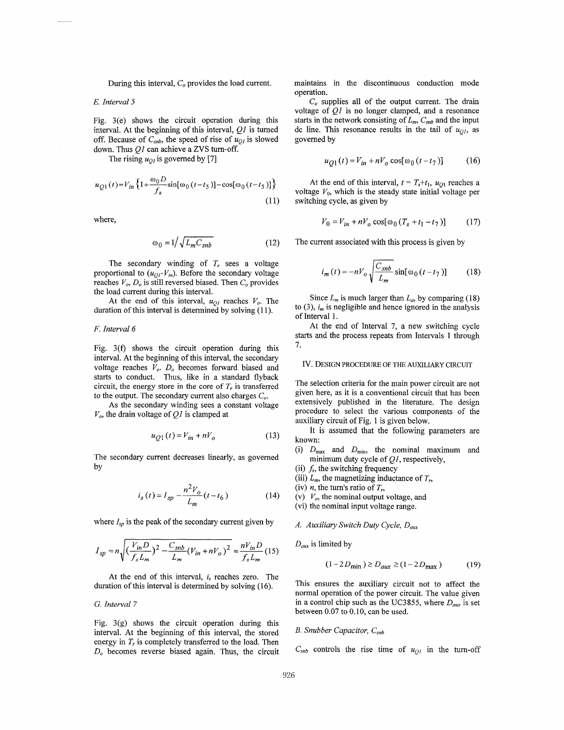During this interval, $C_o$ provides the load current.

### E. Interval 5

Fig. 3(e) shows the circuit operation during this interval. At the beginning of this interval, $Q1$ is turned off. Because of $C_{snb}$, the speed of rise of $u_{Q1}$ is slowed down. Thus $Q1$ can achieve a ZVS turn-off.

The rising $u_{Q1}$ is governed by [7]

$$u_{Q1}(t)=V_{in}\left\{1+\frac{\omega_0 D}{f_s}\sin[\omega_0(t-t_5)]-\cos[\omega_0(t-t_5)]\right\} \tag{11}$$

where,

$$\omega_0 = 1/\sqrt{L_m C_{snb}} \tag{12}$$

The secondary winding of $T_r$ sees a voltage proportional to $(u_{Q1}-V_{in})$. Before the secondary voltage reaches $V_o$, $D_o$ is still reversed biased. Then $C_o$ provides the load current during this interval.

At the end of this interval, $u_{Q1}$ reaches $V_o$. The duration of this interval is determined by solving (11).

### F. Interval 6

Fig. 3(f) shows the circuit operation during this interval. At the beginning of this interval, the secondary voltage reaches $V_o$. $D_o$ becomes forward biased and starts to conduct. Thus, like in a standard flyback circuit, the energy store in the core of $T_r$ is transferred to the output. The secondary current also charges $C_o$.

As the secondary winding sees a constant voltage $V_o$, the drain voltage of $Q1$ is clamped at

$$u_{Q1}(t) = V_{in} + nV_o \tag{13}$$

The secondary current decreases linearly, as governed by

$$i_s(t) = I_{sp} - \frac{n^2 V_o}{L_m}(t-t_6) \tag{14}$$

where $I_{sp}$ is the peak of the secondary current given by

$$I_{sp} = n\sqrt{\left(\frac{V_{in}D}{f_s L_m}\right)^2 - \frac{C_{snb}}{L_m}(V_{in}+nV_o)^2} \approx \frac{nV_{in}D}{f_s L_m} \tag{15}$$

At the end of this interval, $i_s$ reaches zero. The duration of this interval is determined by solving (16).

### G. Interval 7

Fig. 3(g) shows the circuit operation during this interval. At the beginning of this interval, the stored energy in $T_r$ is completely transferred to the load. Then $D_o$ becomes reverse biased again. Thus, the circuit maintains in the discontinuous conduction mode operation.

$C_o$ supplies all of the output current. The drain voltage of $Q1$ is no longer clamped, and a resonance starts in the network consisting of $L_m$, $C_{snb}$ and the input dc line. This resonance results in the tail of $u_{Q1}$, as governed by

$$u_{Q1}(t) = V_{in} + nV_o\cos[\omega_0(t-t_7)] \tag{16}$$

At the end of this interval, $t = T_s+t_1$, $u_{Q1}$ reaches a voltage $V_0$, which is the steady state initial voltage per switching cycle, as given by

$$V_0 = V_{in} + nV_o\cos[\omega_0(T_s+t_1-t_7)] \tag{17}$$

The current associated with this process is given by

$$i_m(t) = -nV_o\sqrt{\frac{C_{snb}}{L_m}}\sin[\omega_0(t-t_7)] \tag{18}$$

Since $L_m$ is much larger than $L_a$, by comparing (18) to (3), $i_m$ is negligible and hence ignored in the analysis of Interval 1.

At the end of Interval 7, a new switching cycle starts and the process repeats from Intervals 1 through 7.

## IV. Design Procedure of the Auxiliary Circuit

The selection criteria for the main power circuit are not given here, as it is a conventional circuit that has been extensively published in the literature. The design procedure to select the various components of the auxiliary circuit of Fig. 1 is given below.

It is assumed that the following parameters are known:

(i) $D_{max}$ and $D_{min}$, the nominal maximum and minimum duty cycle of $Q1$, respectively,
(ii) $f_s$, the switching frequency
(iii) $L_m$, the magnetizing inductance of $T_r$,
(iv) $n$, the turn's ratio of $T_r$,
(v) $V_o$, the nominal output voltage, and
(vi) the nominal input voltage range.

### A. Auxiliary Switch Duty Cycle, $D_{aux}$

$D_{aux}$ is limited by

$$(1-2D_{min}) \geq D_{aux} \geq (1-2D_{max}) \tag{19}$$

This ensures the auxiliary circuit not to affect the normal operation of the power circuit. The value given in a control chip such as the UC3855, where $D_{aux}$ is set between 0.07 to 0.10, can be used.

### B. Snubber Capacitor, $C_{snb}$

$C_{snb}$ controls the rise time of $u_{Q1}$ in the turn-off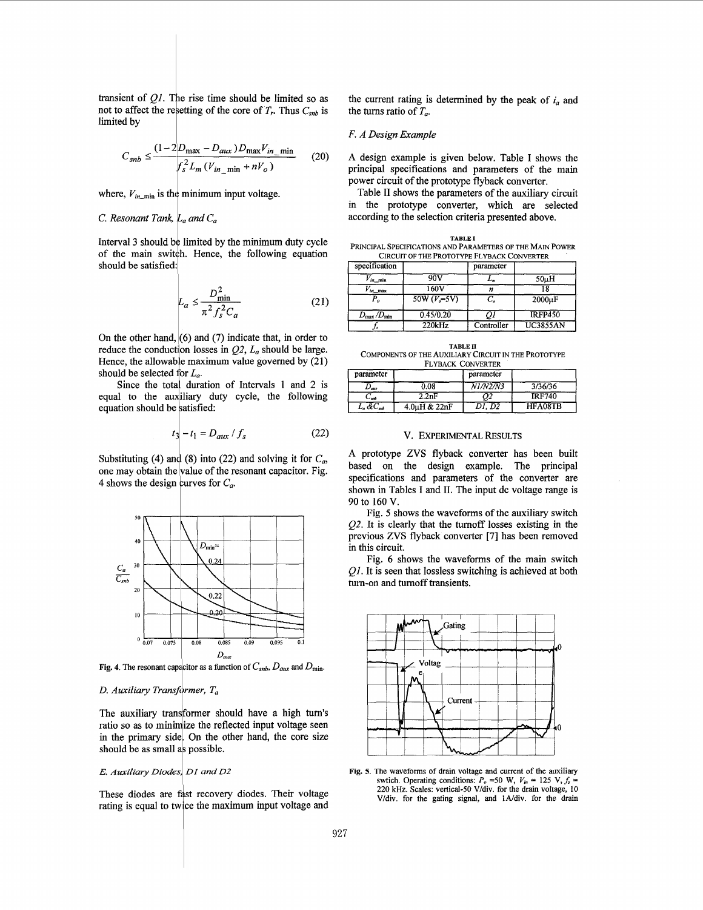transient of $Q1$. The rise time should be limited so as not to affect the resetting of the core of $T_r$. Thus $C_{snb}$ is limited by

$$C_{snb} \le \frac{(1-2D_{\max} - D_{aux})D_{\max}V_{in\_\min}}{f_s^2 L_m (V_{in\_\min} + nV_o)} \tag{20}$$

where, $V_{in\_min}$ is the minimum input voltage.

### C. Resonant Tank, $L_a$ and $C_a$

Interval 3 should be limited by the minimum duty cycle of the main switch. Hence, the following equation should be satisfied:

$$L_a \le \frac{D_{\min}^2}{\pi^2 f_s^2 C_a} \tag{21}$$

On the other hand, (6) and (7) indicate that, in order to reduce the conduction losses in $Q2$, $L_a$ should be large. Hence, the allowable maximum value governed by (21) should be selected for $L_a$.

Since the total duration of Intervals 1 and 2 is equal to the auxiliary duty cycle, the following equation should be satisfied:

$$t_3 - t_1 = D_{aux} / f_s \tag{22}$$

Substituting (4) and (8) into (22) and solving it for $C_a$, one may obtain the value of the resonant capacitor. Fig. 4 shows the design curves for $C_a$.

Fig. 4. The resonant capacitor as a function of $C_{snb}$, $D_{aux}$ and $D_{\min}$.

### D. Auxiliary Transformer, $T_a$

The auxiliary transformer should have a high turn's ratio so as to minimize the reflected input voltage seen in the primary side. On the other hand, the core size should be as small as possible.

### E. Auxiliary Diodes, D1 and D2

These diodes are fast recovery diodes. Their voltage rating is equal to twice the maximum input voltage and the current rating is determined by the peak of $i_a$ and the turns ratio of $T_a$.

### F. A Design Example

A design example is given below. Table I shows the principal specifications and parameters of the main power circuit of the prototype flyback converter.

Table II shows the parameters of the auxiliary circuit in the prototype converter, which are selected according to the selection criteria presented above.

TABLE I
PRINCIPAL SPECIFICATIONS AND PARAMETERS OF THE MAIN POWER CIRCUIT OF THE PROTOTYPE FLYBACK CONVERTER

| specification | | parameter | |
|---|---|---|---|
| $V_{in\_min}$ | 90V | $L_m$ | 50μH |
| $V_{in\_max}$ | 160V | $n$ | 18 |
| $P_o$ | 50W ($V_o$=5V) | $C_o$ | 2000μF |
| $D_{max}/D_{min}$ | 0.45/0.20 | $Q1$ | IRFP450 |
| $f_s$ | 220kHz | Controller | UC3855AN |

TABLE II
COMPONENTS OF THE AUXILIARY CIRCUIT IN THE PROTOTYPE FLYBACK CONVERTER

| parameter | | parameter | |
|---|---|---|---|
| $D_{aux}$ | 0.08 | $N1/N2/N3$ | 3/36/36 |
| $C_{snb}$ | 2.2nF | $Q2$ | IRF740 |
| $L_a$ & $C_{snb}$ | 4.0μH & 22nF | $D1$, $D2$ | HFA08TB |

## V. EXPERIMENTAL RESULTS

A prototype ZVS flyback converter has been built based on the design example. The principal specifications and parameters of the converter are shown in Tables I and II. The input dc voltage range is 90 to 160 V.

Fig. 5 shows the waveforms of the auxiliary switch $Q2$. It is clearly that the turnoff losses existing in the previous ZVS flyback converter [7] has been removed in this circuit.

Fig. 6 shows the waveforms of the main switch $Q1$. It is seen that lossless switching is achieved at both turn-on and turnoff transients.

Fig. 5. The waveforms of drain voltage and current of the auxiliary swtich. Operating conditions: $P_o$ =50 W, $V_{in}$ = 125 V, $f_s$ = 220 kHz. Scales: vertical-50 V/div. for the drain voltage, 10 V/div. for the gating signal, and 1A/div. for the drain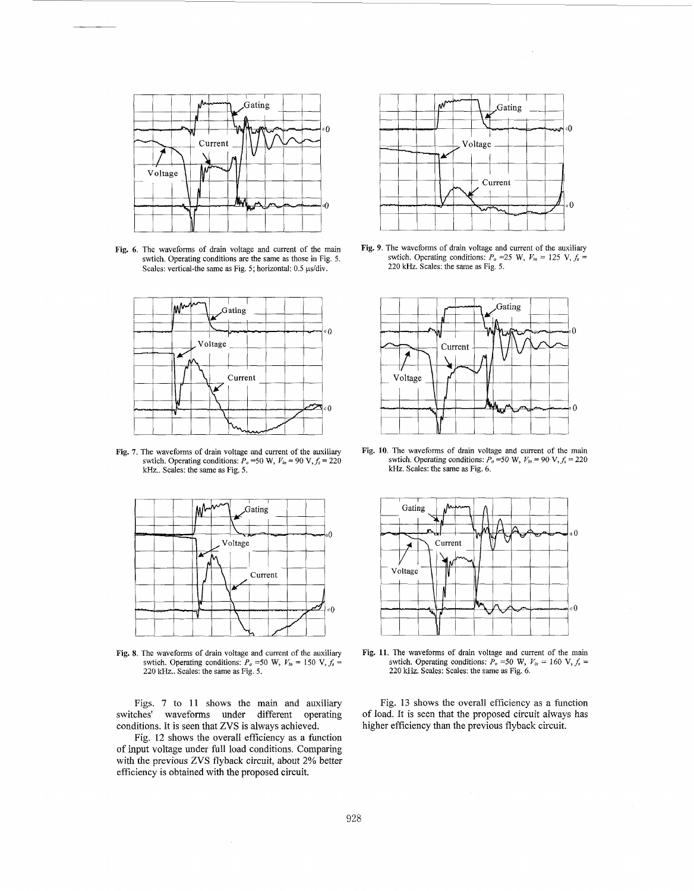Fig. 6. The waveforms of drain voltage and current of the main swtich. Operating conditions are the same as those in Fig. 5. Scales: vertical-the same as Fig. 5; horizontal: 0.5 μs/div.

Fig. 7. The waveforms of drain voltage and current of the auxiliary swtich. Operating conditions: $P_o$ =50 W, $V_{in}$ = 90 V, $f_s$ = 220 kHz.. Scales: the same as Fig. 5.

Fig. 8. The waveforms of drain voltage and current of the auxiliary swtich. Operating conditions: $P_o$ =50 W, $V_{in}$ = 150 V, $f_s$ = 220 kHz.. Scales: the same as Fig. 5.

Fig. 9. The waveforms of drain voltage and current of the auxiliary swtich. Operating conditions: $P_o$ =25 W, $V_{in}$ = 125 V, $f_s$ = 220 kHz. Scales: the same as Fig. 5.

Fig. 10. The waveforms of drain voltage and current of the main swtich. Operating conditions: $P_o$ =50 W, $V_{in}$ = 90 V, $f_s$ = 220 kHz. Scales: the same as Fig. 6.

Fig. 11. The waveforms of drain voltage and current of the main swtich. Operating conditions: $P_o$ =50 W, $V_{in}$ = 160 V, $f_s$ = 220 kHz. Scales: Scales: the same as Fig. 6.

Figs. 7 to 11 shows the main and auxiliary switches' waveforms under different operating conditions. It is seen that ZVS is always achieved.

Fig. 12 shows the overall efficiency as a function of input voltage under full load conditions. Comparing with the previous ZVS flyback circuit, about 2% better efficiency is obtained with the proposed circuit.

Fig. 13 shows the overall efficiency as a function of load. It is seen that the proposed circuit always has higher efficiency than the previous flyback circuit.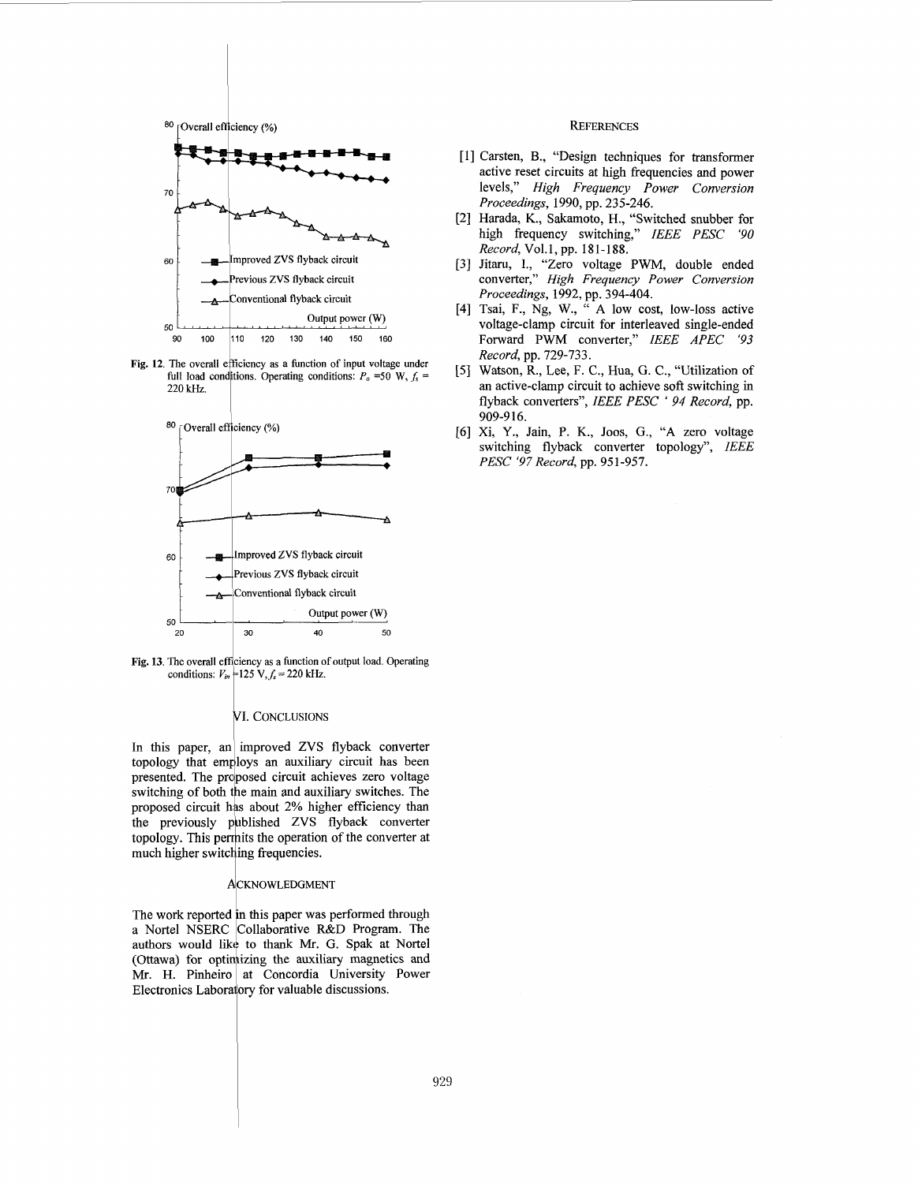80 Overall efficiency (%)

70

60

50

90 100 110 120 130 140 150 160

Improved ZVS flyback circuit

Previous ZVS flyback circuit

Conventional flyback circuit

Output power (W)

**Fig. 12.** The overall efficiency as a function of input voltage under full load conditions. Operating conditions: $P_o$ =50 W, $f_s$ = 220 kHz.

80 Overall efficiency (%)

70

60

50

20 30 40 50

Improved ZVS flyback circuit

Previous ZVS flyback circuit

Conventional flyback circuit

Output power (W)

**Fig. 13.** The overall efficiency as a function of output load. Operating conditions: $V_{in}$ =125 V, $f_s$ = 220 kHz.

## VI. CONCLUSIONS

In this paper, an improved ZVS flyback converter topology that employs an auxiliary circuit has been presented. The proposed circuit achieves zero voltage switching of both the main and auxiliary switches. The proposed circuit has about 2% higher efficiency than the previously published ZVS flyback converter topology. This permits the operation of the converter at much higher switching frequencies.

## ACKNOWLEDGMENT

The work reported in this paper was performed through a Nortel NSERC Collaborative R&D Program. The authors would like to thank Mr. G. Spak at Nortel (Ottawa) for optimizing the auxiliary magnetics and Mr. H. Pinheiro at Concordia University Power Electronics Laboratory for valuable discussions.

## REFERENCES

[1] Carsten, B., "Design techniques for transformer active reset circuits at high frequencies and power levels," *High Frequency Power Conversion Proceedings*, 1990, pp. 235-246.

[2] Harada, K., Sakamoto, H., "Switched snubber for high frequency switching," *IEEE PESC '90 Record*, Vol.1, pp. 181-188.

[3] Jitaru, I., "Zero voltage PWM, double ended converter," *High Frequency Power Conversion Proceedings*, 1992, pp. 394-404.

[4] Tsai, F., Ng, W., " A low cost, low-loss active voltage-clamp circuit for interleaved single-ended Forward PWM converter," *IEEE APEC '93 Record*, pp. 729-733.

[5] Watson, R., Lee, F. C., Hua, G. C., "Utilization of an active-clamp circuit to achieve soft switching in flyback converters", *IEEE PESC ' 94 Record*, pp. 909-916.

[6] Xi, Y., Jain, P. K., Joos, G., "A zero voltage switching flyback converter topology", *IEEE PESC '97 Record*, pp. 951-957.